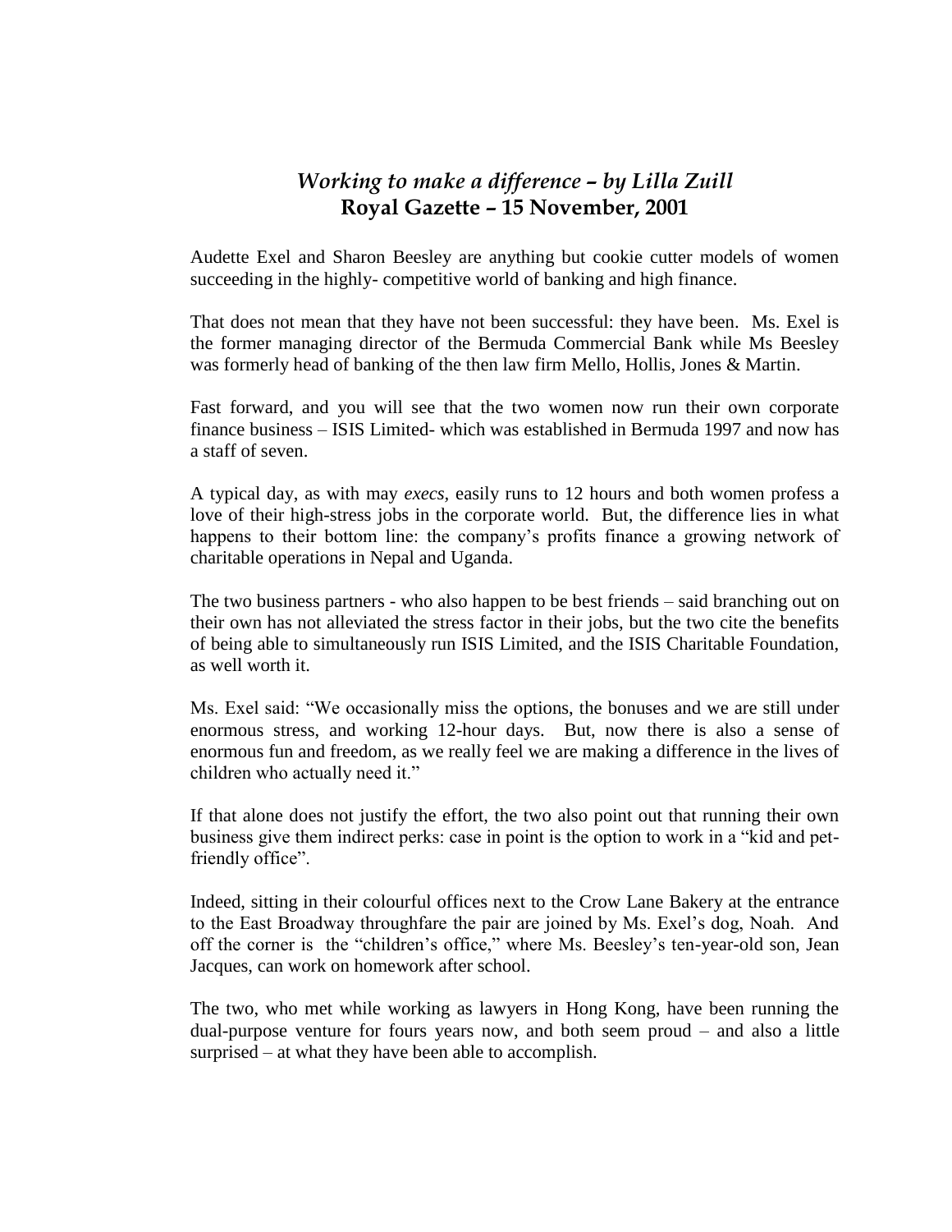## *Working to make a difference – by Lilla Zuill*
## **Royal Gazette – 15 November, 2001**

Audette Exel and Sharon Beesley are anything but cookie cutter models of women succeeding in the highly- competitive world of banking and high finance.

That does not mean that they have not been successful: they have been. Ms. Exel is the former managing director of the Bermuda Commercial Bank while Ms Beesley was formerly head of banking of the then law firm Mello, Hollis, Jones & Martin.

Fast forward, and you will see that the two women now run their own corporate finance business – ISIS Limited- which was established in Bermuda 1997 and now has a staff of seven.

A typical day, as with may *execs,* easily runs to 12 hours and both women profess a love of their high-stress jobs in the corporate world. But, the difference lies in what happens to their bottom line: the company's profits finance a growing network of charitable operations in Nepal and Uganda.

The two business partners - who also happen to be best friends – said branching out on their own has not alleviated the stress factor in their jobs, but the two cite the benefits of being able to simultaneously run ISIS Limited, and the ISIS Charitable Foundation, as well worth it.

Ms. Exel said: "We occasionally miss the options, the bonuses and we are still under enormous stress, and working 12-hour days. But, now there is also a sense of enormous fun and freedom, as we really feel we are making a difference in the lives of children who actually need it."

If that alone does not justify the effort, the two also point out that running their own business give them indirect perks: case in point is the option to work in a "kid and pet-friendly office".

Indeed, sitting in their colourful offices next to the Crow Lane Bakery at the entrance to the East Broadway throughfare the pair are joined by Ms. Exel's dog, Noah. And off the corner is the "children's office," where Ms. Beesley's ten-year-old son, Jean Jacques, can work on homework after school.

The two, who met while working as lawyers in Hong Kong, have been running the dual-purpose venture for fours years now, and both seem proud – and also a little surprised – at what they have been able to accomplish.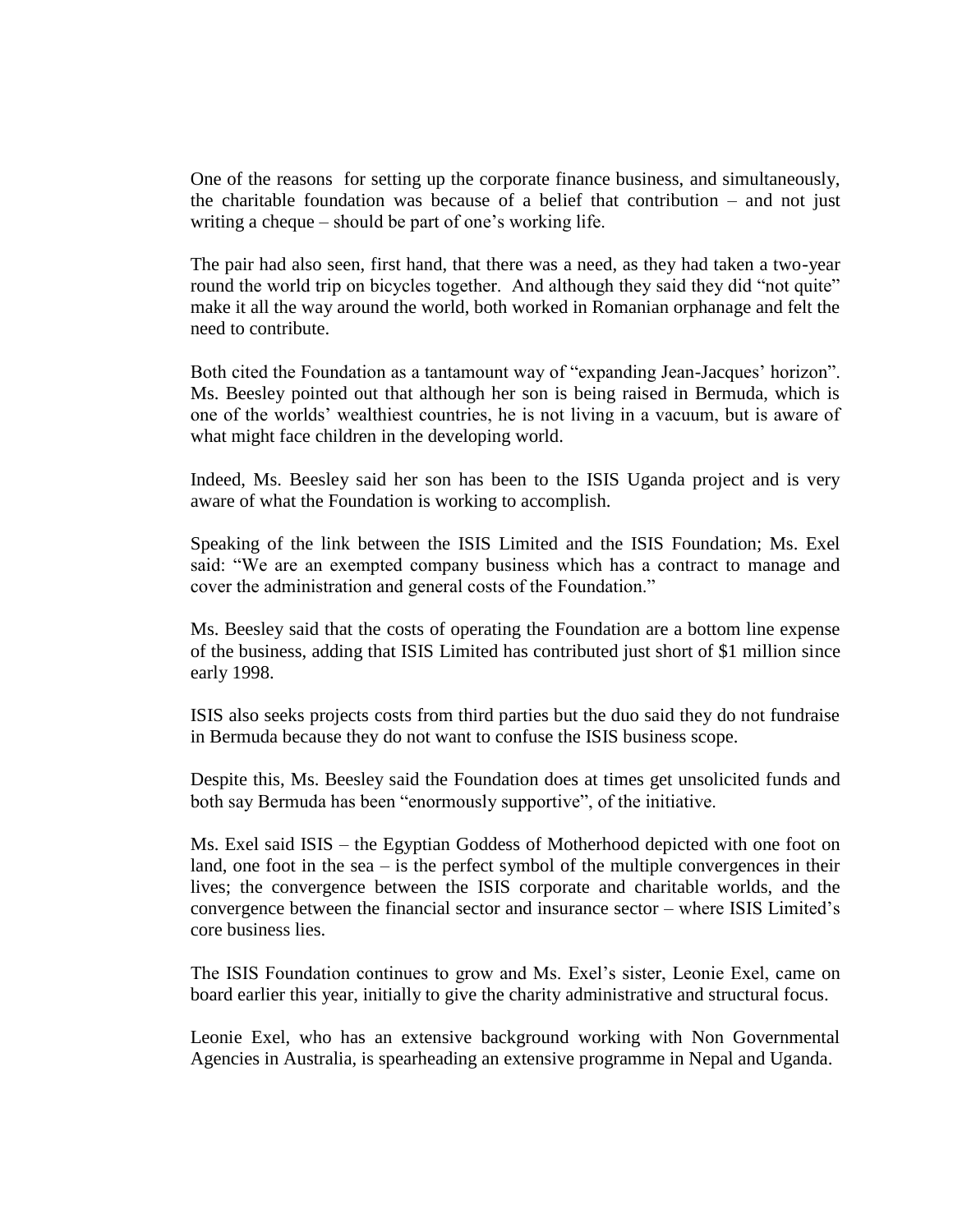One of the reasons  for setting up the corporate finance business, and simultaneously, the charitable foundation was because of a belief that contribution – and not just writing a cheque – should be part of one's working life.

The pair had also seen, first hand, that there was a need, as they had taken a two-year round the world trip on bicycles together.  And although they said they did "not quite" make it all the way around the world, both worked in Romanian orphanage and felt the need to contribute.

Both cited the Foundation as a tantamount way of "expanding Jean-Jacques' horizon". Ms. Beesley pointed out that although her son is being raised in Bermuda, which is one of the worlds' wealthiest countries, he is not living in a vacuum, but is aware of what might face children in the developing world.

Indeed, Ms. Beesley said her son has been to the ISIS Uganda project and is very aware of what the Foundation is working to accomplish.

Speaking of the link between the ISIS Limited and the ISIS Foundation; Ms. Exel said: "We are an exempted company business which has a contract to manage and cover the administration and general costs of the Foundation."

Ms. Beesley said that the costs of operating the Foundation are a bottom line expense of the business, adding that ISIS Limited has contributed just short of $1 million since early 1998.

ISIS also seeks projects costs from third parties but the duo said they do not fundraise in Bermuda because they do not want to confuse the ISIS business scope.

Despite this, Ms. Beesley said the Foundation does at times get unsolicited funds and both say Bermuda has been "enormously supportive", of the initiative.

Ms. Exel said ISIS – the Egyptian Goddess of Motherhood depicted with one foot on land, one foot in the sea – is the perfect symbol of the multiple convergences in their lives; the convergence between the ISIS corporate and charitable worlds, and the convergence between the financial sector and insurance sector – where ISIS Limited's core business lies.

The ISIS Foundation continues to grow and Ms. Exel's sister, Leonie Exel, came on board earlier this year, initially to give the charity administrative and structural focus.

Leonie Exel, who has an extensive background working with Non Governmental Agencies in Australia, is spearheading an extensive programme in Nepal and Uganda.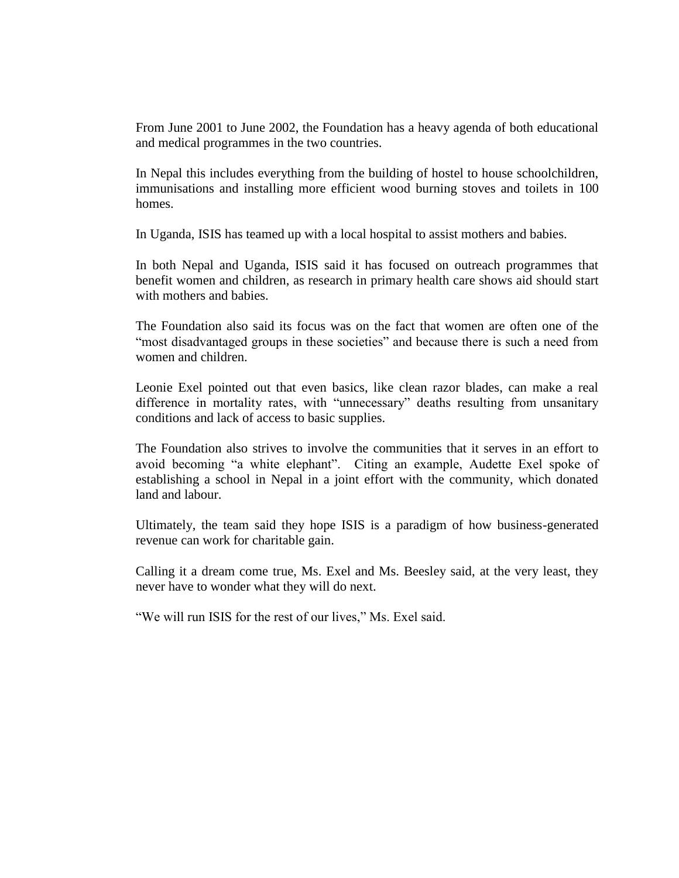From June 2001 to June 2002, the Foundation has a heavy agenda of both educational and medical programmes in the two countries.

In Nepal this includes everything from the building of hostel to house schoolchildren, immunisations and installing more efficient wood burning stoves and toilets in 100 homes.

In Uganda, ISIS has teamed up with a local hospital to assist mothers and babies.

In both Nepal and Uganda, ISIS said it has focused on outreach programmes that benefit women and children, as research in primary health care shows aid should start with mothers and babies.

The Foundation also said its focus was on the fact that women are often one of the "most disadvantaged groups in these societies" and because there is such a need from women and children.

Leonie Exel pointed out that even basics, like clean razor blades, can make a real difference in mortality rates, with "unnecessary" deaths resulting from unsanitary conditions and lack of access to basic supplies.

The Foundation also strives to involve the communities that it serves in an effort to avoid becoming "a white elephant". Citing an example, Audette Exel spoke of establishing a school in Nepal in a joint effort with the community, which donated land and labour.

Ultimately, the team said they hope ISIS is a paradigm of how business-generated revenue can work for charitable gain.

Calling it a dream come true, Ms. Exel and Ms. Beesley said, at the very least, they never have to wonder what they will do next.

"We will run ISIS for the rest of our lives," Ms. Exel said.